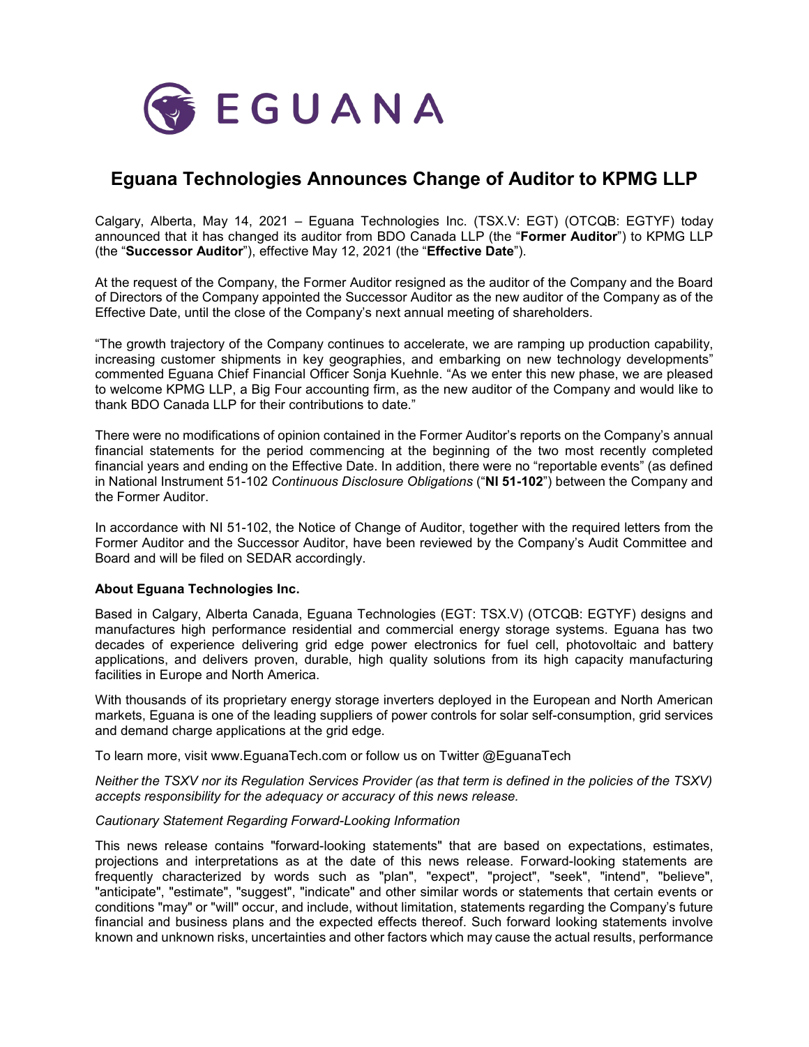EGUANA

# Eguana Technologies Announces Change of Auditor to KPMG LLP

Calgary, Alberta, May 14, 2021 – Eguana Technologies Inc. (TSX.V: EGT) (OTCQB: EGTYF) today announced that it has changed its auditor from BDO Canada LLP (the "**Former Auditor**") to KPMG LLP (the "**Successor Auditor**"), effective May 12, 2021 (the "**Effective Date**").

At the request of the Company, the Former Auditor resigned as the auditor of the Company and the Board of Directors of the Company appointed the Successor Auditor as the new auditor of the Company as of the Effective Date, until the close of the Company's next annual meeting of shareholders.

"The growth trajectory of the Company continues to accelerate, we are ramping up production capability, increasing customer shipments in key geographies, and embarking on new technology developments" commented Eguana Chief Financial Officer Sonja Kuehnle. "As we enter this new phase, we are pleased to welcome KPMG LLP, a Big Four accounting firm, as the new auditor of the Company and would like to thank BDO Canada LLP for their contributions to date."

There were no modifications of opinion contained in the Former Auditor's reports on the Company's annual financial statements for the period commencing at the beginning of the two most recently completed financial years and ending on the Effective Date. In addition, there were no "reportable events" (as defined in National Instrument 51-102 *Continuous Disclosure Obligations* ("**NI 51-102**") between the Company and the Former Auditor.

In accordance with NI 51-102, the Notice of Change of Auditor, together with the required letters from the Former Auditor and the Successor Auditor, have been reviewed by the Company's Audit Committee and Board and will be filed on SEDAR accordingly.

**About Eguana Technologies Inc.**

Based in Calgary, Alberta Canada, Eguana Technologies (EGT: TSX.V) (OTCQB: EGTYF) designs and manufactures high performance residential and commercial energy storage systems. Eguana has two decades of experience delivering grid edge power electronics for fuel cell, photovoltaic and battery applications, and delivers proven, durable, high quality solutions from its high capacity manufacturing facilities in Europe and North America.

With thousands of its proprietary energy storage inverters deployed in the European and North American markets, Eguana is one of the leading suppliers of power controls for solar self-consumption, grid services and demand charge applications at the grid edge.

To learn more, visit www.EguanaTech.com or follow us on Twitter @EguanaTech

*Neither the TSXV nor its Regulation Services Provider (as that term is defined in the policies of the TSXV) accepts responsibility for the adequacy or accuracy of this news release.*

*Cautionary Statement Regarding Forward-Looking Information*

This news release contains "forward-looking statements" that are based on expectations, estimates, projections and interpretations as at the date of this news release. Forward-looking statements are frequently characterized by words such as "plan", "expect", "project", "seek", "intend", "believe", "anticipate", "estimate", "suggest", "indicate" and other similar words or statements that certain events or conditions "may" or "will" occur, and include, without limitation, statements regarding the Company's future financial and business plans and the expected effects thereof. Such forward looking statements involve known and unknown risks, uncertainties and other factors which may cause the actual results, performance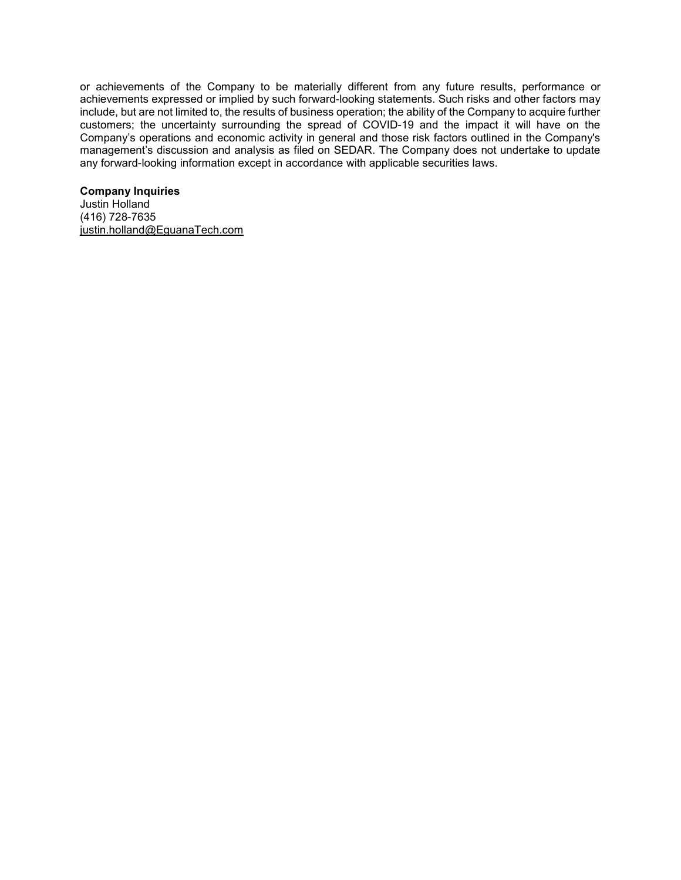or achievements of the Company to be materially different from any future results, performance or achievements expressed or implied by such forward-looking statements. Such risks and other factors may include, but are not limited to, the results of business operation; the ability of the Company to acquire further customers; the uncertainty surrounding the spread of COVID-19 and the impact it will have on the Company's operations and economic activity in general and those risk factors outlined in the Company's management's discussion and analysis as filed on SEDAR. The Company does not undertake to update any forward-looking information except in accordance with applicable securities laws.

**Company Inquiries**
Justin Holland
(416) 728-7635
justin.holland@EguanaTech.com